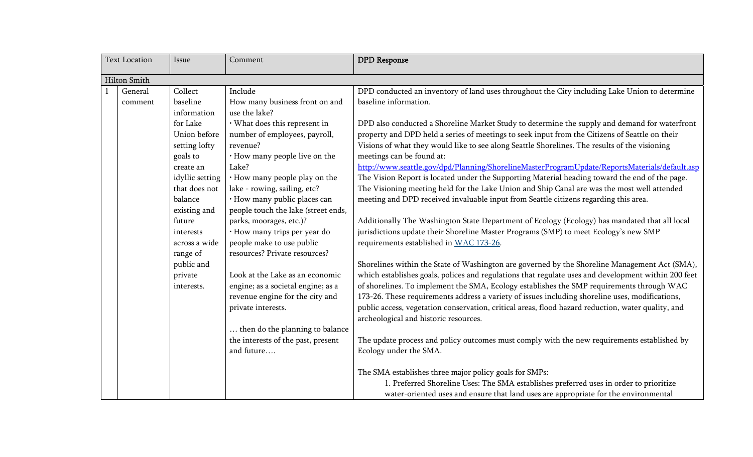| Text Location | | Issue | Comment | DPD Response |
|---|---|---|---|---|
| Hilton Smith | | | | |
| 1 | General comment | Collect baseline information for Lake Union before setting lofty goals to create an idyllic setting that does not balance existing and future interests across a wide range of public and private interests. | Include<br>How many business front on and use the lake?<br>· What does this represent in number of employees, payroll, revenue?<br>· How many people live on the Lake?<br>· How many people play on the lake - rowing, sailing, etc?<br>· How many public places can people touch the lake (street ends, parks, moorages, etc.)?<br>· How many trips per year do people make to use public resources? Private resources?<br><br>Look at the Lake as an economic engine; as a societal engine; as a revenue engine for the city and private interests.<br><br>… then do the planning to balance the interests of the past, present and future…. | DPD conducted an inventory of land uses throughout the City including Lake Union to determine baseline information.<br><br>DPD also conducted a Shoreline Market Study to determine the supply and demand for waterfront property and DPD held a series of meetings to seek input from the Citizens of Seattle on their Visions of what they would like to see along Seattle Shorelines. The results of the visioning meetings can be found at:<br>http://www.seattle.gov/dpd/Planning/ShorelineMasterProgramUpdate/ReportsMaterials/default.asp<br>The Vision Report is located under the Supporting Material heading toward the end of the page. The Visioning meeting held for the Lake Union and Ship Canal are was the most well attended meeting and DPD received invaluable input from Seattle citizens regarding this area.<br><br>Additionally The Washington State Department of Ecology (Ecology) has mandated that all local jurisdictions update their Shoreline Master Programs (SMP) to meet Ecology's new SMP requirements established in WAC 173-26.<br><br>Shorelines within the State of Washington are governed by the Shoreline Management Act (SMA), which establishes goals, polices and regulations that regulate uses and development within 200 feet of shorelines. To implement the SMA, Ecology establishes the SMP requirements through WAC 173-26. These requirements address a variety of issues including shoreline uses, modifications, public access, vegetation conservation, critical areas, flood hazard reduction, water quality, and archeological and historic resources.<br><br>The update process and policy outcomes must comply with the new requirements established by Ecology under the SMA.<br><br>The SMA establishes three major policy goals for SMPs:<br>1. Preferred Shoreline Uses: The SMA establishes preferred uses in order to prioritize water-oriented uses and ensure that land uses are appropriate for the environmental |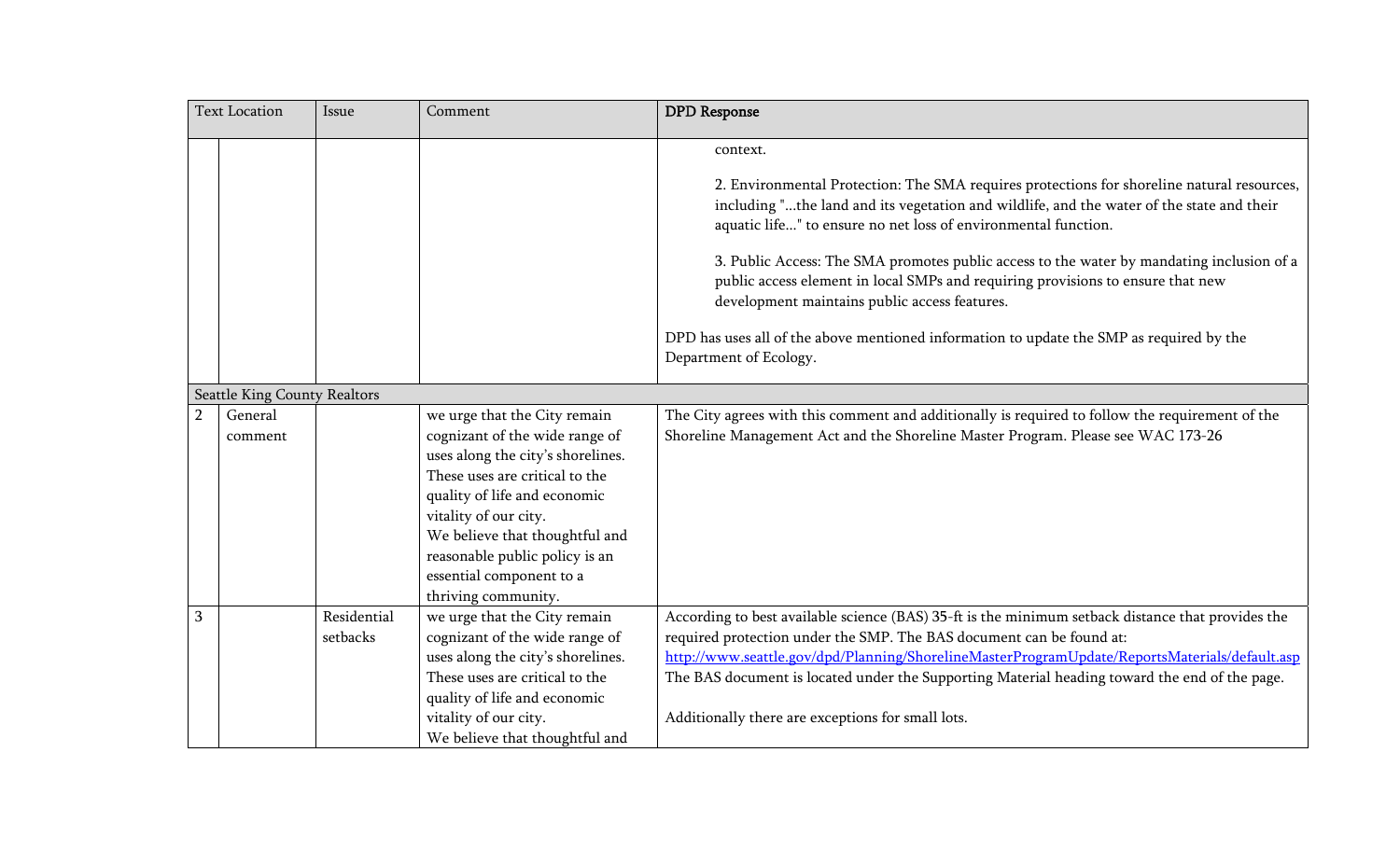| Text Location | | Issue | Comment | DPD Response |
| --- | --- | --- | --- | --- |
| | | | | context.<br><br>2. Environmental Protection: The SMA requires protections for shoreline natural resources, including "...the land and its vegetation and wildlife, and the water of the state and their aquatic life..." to ensure no net loss of environmental function.<br><br>3. Public Access: The SMA promotes public access to the water by mandating inclusion of a public access element in local SMPs and requiring provisions to ensure that new development maintains public access features.<br><br>DPD has uses all of the above mentioned information to update the SMP as required by the Department of Ecology. |
| Seattle King County Realtors | | | | |
| 2 | General comment | | we urge that the City remain cognizant of the wide range of uses along the city's shorelines. These uses are critical to the quality of life and economic vitality of our city.<br>We believe that thoughtful and reasonable public policy is an essential component to a thriving community. | The City agrees with this comment and additionally is required to follow the requirement of the Shoreline Management Act and the Shoreline Master Program. Please see WAC 173-26 |
| 3 | | Residential setbacks | we urge that the City remain cognizant of the wide range of uses along the city's shorelines. These uses are critical to the quality of life and economic vitality of our city.<br>We believe that thoughtful and | According to best available science (BAS) 35-ft is the minimum setback distance that provides the required protection under the SMP. The BAS document can be found at: http://www.seattle.gov/dpd/Planning/ShorelineMasterProgramUpdate/ReportsMaterials/default.asp The BAS document is located under the Supporting Material heading toward the end of the page.<br><br>Additionally there are exceptions for small lots. |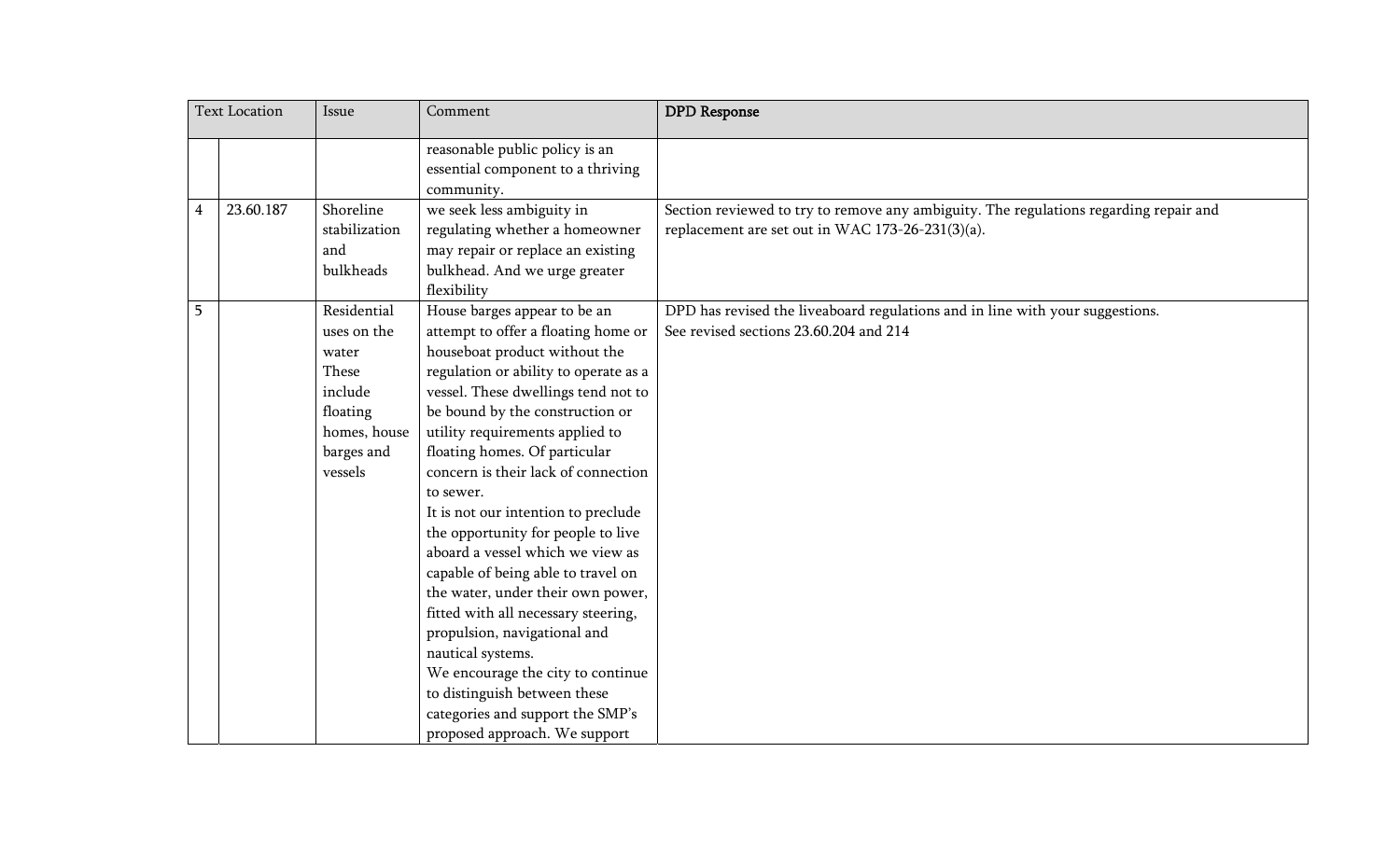| Text Location | | Issue | Comment | DPD Response |
|---|---|---|---|---|
| | | | reasonable public policy is an essential component to a thriving community. | |
| 4 | 23.60.187 | Shoreline stabilization and bulkheads | we seek less ambiguity in regulating whether a homeowner may repair or replace an existing bulkhead. And we urge greater flexibility | Section reviewed to try to remove any ambiguity. The regulations regarding repair and replacement are set out in WAC 173-26-231(3)(a). |
| 5 | | Residential uses on the water These include floating homes, house barges and vessels | House barges appear to be an attempt to offer a floating home or houseboat product without the regulation or ability to operate as a vessel. These dwellings tend not to be bound by the construction or utility requirements applied to floating homes. Of particular concern is their lack of connection to sewer.<br>It is not our intention to preclude the opportunity for people to live aboard a vessel which we view as capable of being able to travel on the water, under their own power, fitted with all necessary steering, propulsion, navigational and nautical systems.<br>We encourage the city to continue to distinguish between these categories and support the SMP's proposed approach. We support | DPD has revised the liveaboard regulations and in line with your suggestions.<br>See revised sections 23.60.204 and 214 |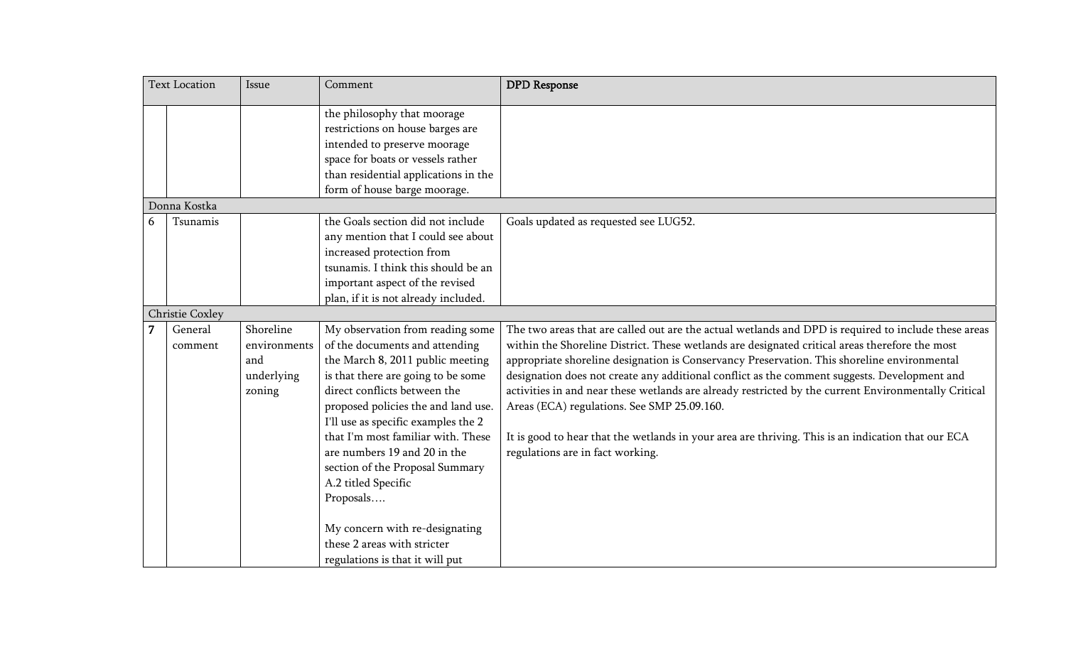| Text Location | | Issue | Comment | DPD Response |
|---|---|---|---|---|
| | | | the philosophy that moorage restrictions on house barges are intended to preserve moorage space for boats or vessels rather than residential applications in the form of house barge moorage. | |
| Donna Kostka | | | | |
| 6 | Tsunamis | | the Goals section did not include any mention that I could see about increased protection from tsunamis. I think this should be an important aspect of the revised plan, if it is not already included. | Goals updated as requested see LUG52. |
| Christie Coxley | | | | |
| **7** | General comment | Shoreline environments and underlying zoning | My observation from reading some of the documents and attending the March 8, 2011 public meeting is that there are going to be some direct conflicts between the proposed policies the and land use. I'll use as specific examples the 2 that I'm most familiar with. These are numbers 19 and 20 in the section of the Proposal Summary A.2 titled Specific Proposals….<br><br>My concern with re-designating these 2 areas with stricter regulations is that it will put | The two areas that are called out are the actual wetlands and DPD is required to include these areas within the Shoreline District. These wetlands are designated critical areas therefore the most appropriate shoreline designation is Conservancy Preservation. This shoreline environmental designation does not create any additional conflict as the comment suggests. Development and activities in and near these wetlands are already restricted by the current Environmentally Critical Areas (ECA) regulations. See SMP 25.09.160.<br><br>It is good to hear that the wetlands in your area are thriving. This is an indication that our ECA regulations are in fact working. |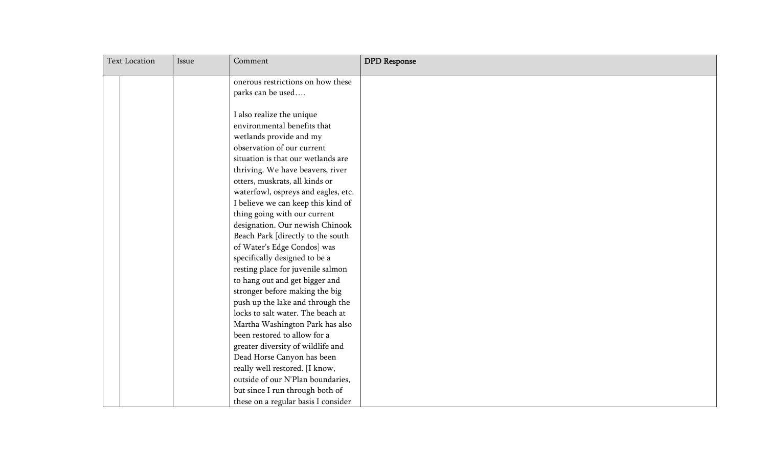| Text Location | | Issue | Comment | DPD Response |
| --- | --- | --- | --- | --- |
| | | | onerous restrictions on how these parks can be used….<br><br>I also realize the unique environmental benefits that wetlands provide and my observation of our current situation is that our wetlands are thriving. We have beavers, river otters, muskrats, all kinds or waterfowl, ospreys and eagles, etc. I believe we can keep this kind of thing going with our current designation. Our newish Chinook Beach Park [directly to the south of Water's Edge Condos] was specifically designed to be a resting place for juvenile salmon to hang out and get bigger and stronger before making the big push up the lake and through the locks to salt water. The beach at Martha Washington Park has also been restored to allow for a greater diversity of wildlife and Dead Horse Canyon has been really well restored. [I know, outside of our N'Plan boundaries, but since I run through both of these on a regular basis I consider | |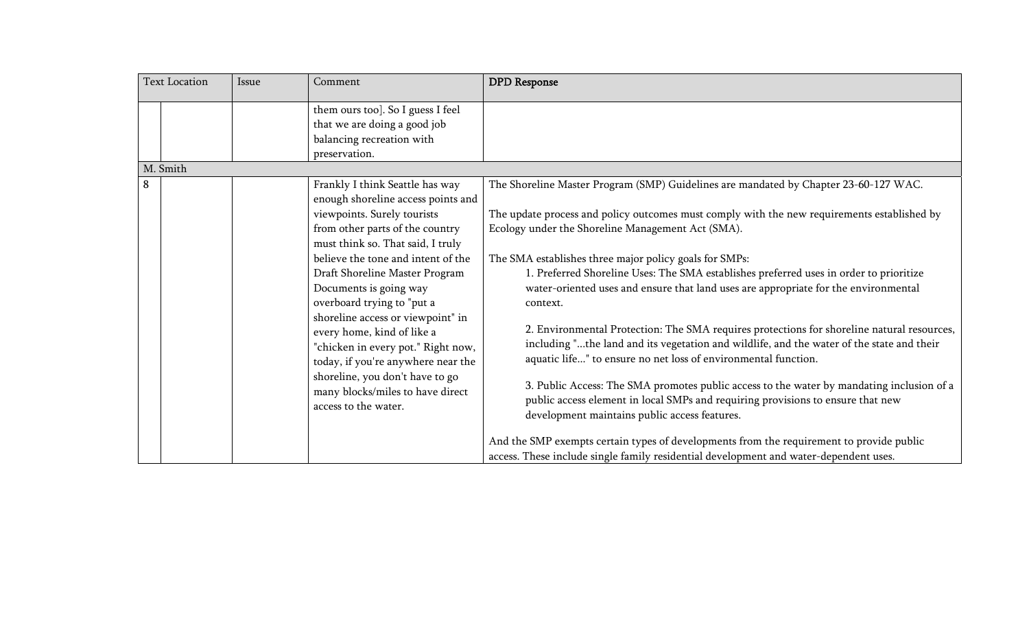| Text Location | | Issue | Comment | DPD Response |
|---|---|---|---|---|
| | | | them ours too]. So I guess I feel that we are doing a good job balancing recreation with preservation. | |
| M. Smith | | | | |
| 8 | | | Frankly I think Seattle has way enough shoreline access points and viewpoints. Surely tourists from other parts of the country must think so. That said, I truly believe the tone and intent of the Draft Shoreline Master Program Documents is going way overboard trying to "put a shoreline access or viewpoint" in every home, kind of like a "chicken in every pot." Right now, today, if you're anywhere near the shoreline, you don't have to go many blocks/miles to have direct access to the water. | The Shoreline Master Program (SMP) Guidelines are mandated by Chapter 23-60-127 WAC.<br><br>The update process and policy outcomes must comply with the new requirements established by Ecology under the Shoreline Management Act (SMA).<br><br>The SMA establishes three major policy goals for SMPs:<br>1. Preferred Shoreline Uses: The SMA establishes preferred uses in order to prioritize water-oriented uses and ensure that land uses are appropriate for the environmental context.<br><br>2. Environmental Protection: The SMA requires protections for shoreline natural resources, including "...the land and its vegetation and wildlife, and the water of the state and their aquatic life..." to ensure no net loss of environmental function.<br><br>3. Public Access: The SMA promotes public access to the water by mandating inclusion of a public access element in local SMPs and requiring provisions to ensure that new development maintains public access features.<br><br>And the SMP exempts certain types of developments from the requirement to provide public access. These include single family residential development and water-dependent uses. |